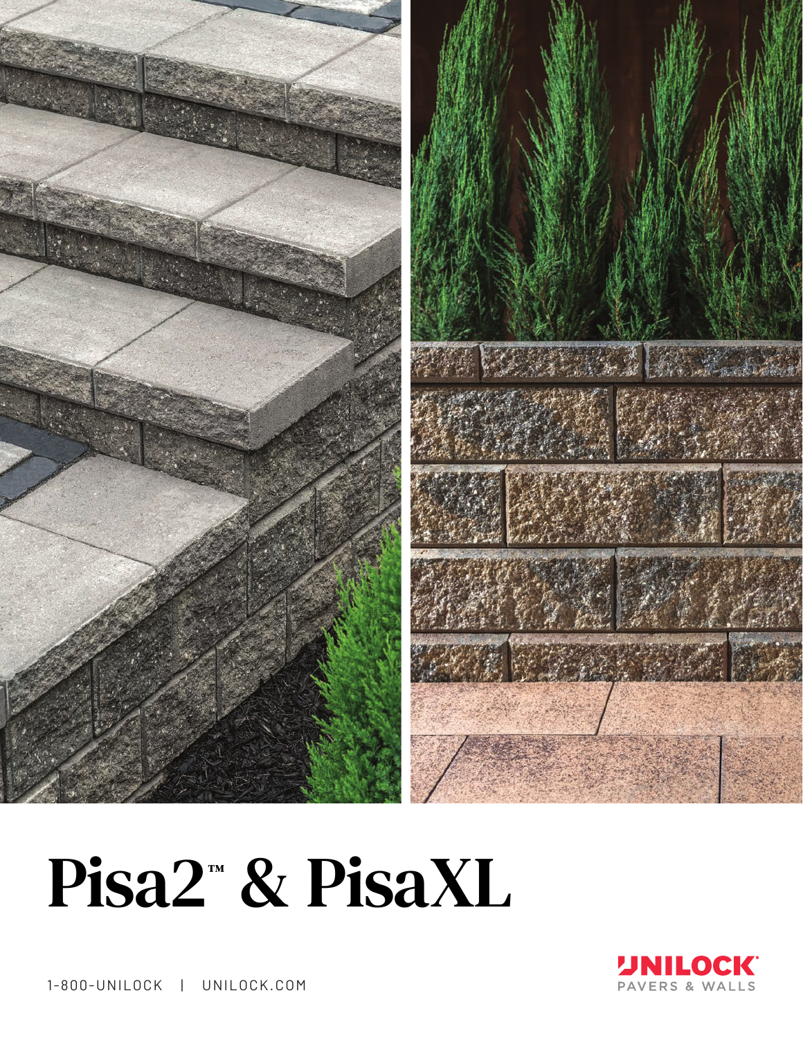# Pisa2™ & PisaXL

1-800-UNILOCK | UNILOCK.COM

UNILOCK®
PAVERS & WALLS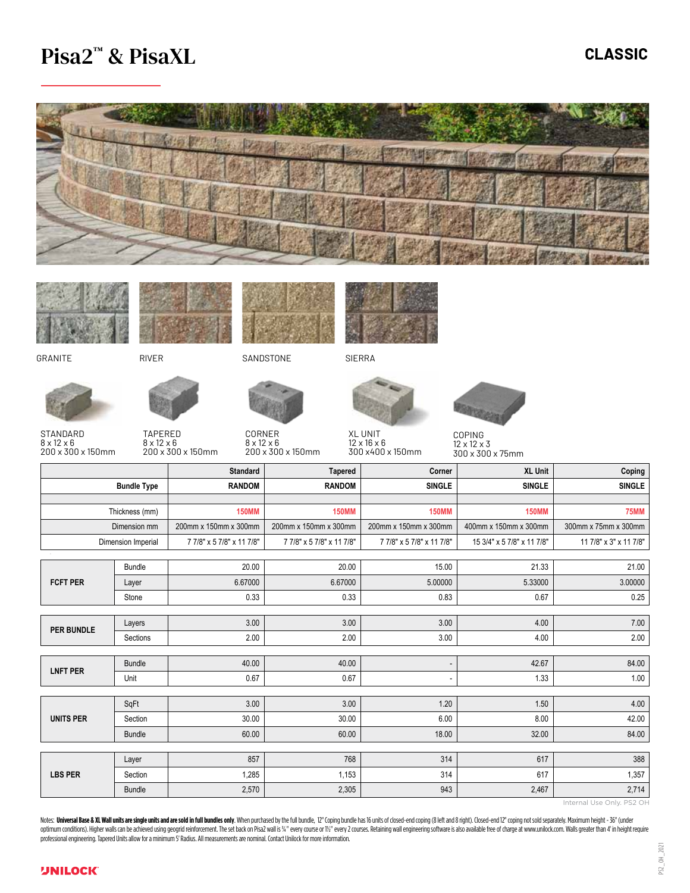# Pisa2™ & PisaXL

**CLASSIC**

GRANITE

RIVER

SANDSTONE

SIERRA

STANDARD
8 x 12 x 6
200 x 300 x 150mm

TAPERED
8 x 12 x 6
200 x 300 x 150mm

CORNER
8 x 12 x 6
200 x 300 x 150mm

XL UNIT
12 x 16 x 6
300 x400 x 150mm

COPING
12 x 12 x 3
300 x 300 x 75mm

| | | Standard | Tapered | Corner | XL Unit | Coping |
|---|---|---|---|---|---|---|
| | Bundle Type | RANDOM | RANDOM | SINGLE | SINGLE | SINGLE |
| | Thickness (mm) | 150MM | 150MM | 150MM | 150MM | 75MM |
| | Dimension mm | 200mm x 150mm x 300mm | 200mm x 150mm x 300mm | 200mm x 150mm x 300mm | 400mm x 150mm x 300mm | 300mm x 75mm x 300mm |
| | Dimension Imperial | 7 7/8" x 5 7/8" x 11 7/8" | 7 7/8" x 5 7/8" x 11 7/8" | 7 7/8" x 5 7/8" x 11 7/8" | 15 3/4" x 5 7/8" x 11 7/8" | 11 7/8" x 3" x 11 7/8" |
| **FCFT PER** | Bundle | 20.00 | 20.00 | 15.00 | 21.33 | 21.00 |
| | Layer | 6.67000 | 6.67000 | 5.00000 | 5.33000 | 3.00000 |
| | Stone | 0.33 | 0.33 | 0.83 | 0.67 | 0.25 |
| **PER BUNDLE** | Layers | 3.00 | 3.00 | 3.00 | 4.00 | 7.00 |
| | Sections | 2.00 | 2.00 | 3.00 | 4.00 | 2.00 |
| **LNFT PER** | Bundle | 40.00 | 40.00 | - | 42.67 | 84.00 |
| | Unit | 0.67 | 0.67 | - | 1.33 | 1.00 |
| **UNITS PER** | SqFt | 3.00 | 3.00 | 1.20 | 1.50 | 4.00 |
| | Section | 30.00 | 30.00 | 6.00 | 8.00 | 42.00 |
| | Bundle | 60.00 | 60.00 | 18.00 | 32.00 | 84.00 |
| **LBS PER** | Layer | 857 | 768 | 314 | 617 | 388 |
| | Section | 1,285 | 1,153 | 314 | 617 | 1,357 |
| | Bundle | 2,570 | 2,305 | 943 | 2,467 | 2,714 |

Internal Use Only. PS2 OH

Notes: **Universal Base & XL Wall units are single units and are sold in full bundles only.** When purchased by the full bundle, 12" Coping bundle has 16 units of closed-end coping (8 left and 8 right). Closed-end 12" coping not sold separately. Maximum height - 36" (under optimum conditions). Higher walls can be achieved using geogrid reinforcement. The set back on Pisa2 wall is ¾" every course or 1½" every 2 courses. Retaining wall engineering software is also available free of charge at www.unilock.com. Walls greater than 4' in height require professional engineering. Tapered Units allow for a minimum 5' Radius. All measurements are nominal. Contact Unilock for more information.

UNILOCK

PS2_OH_2021